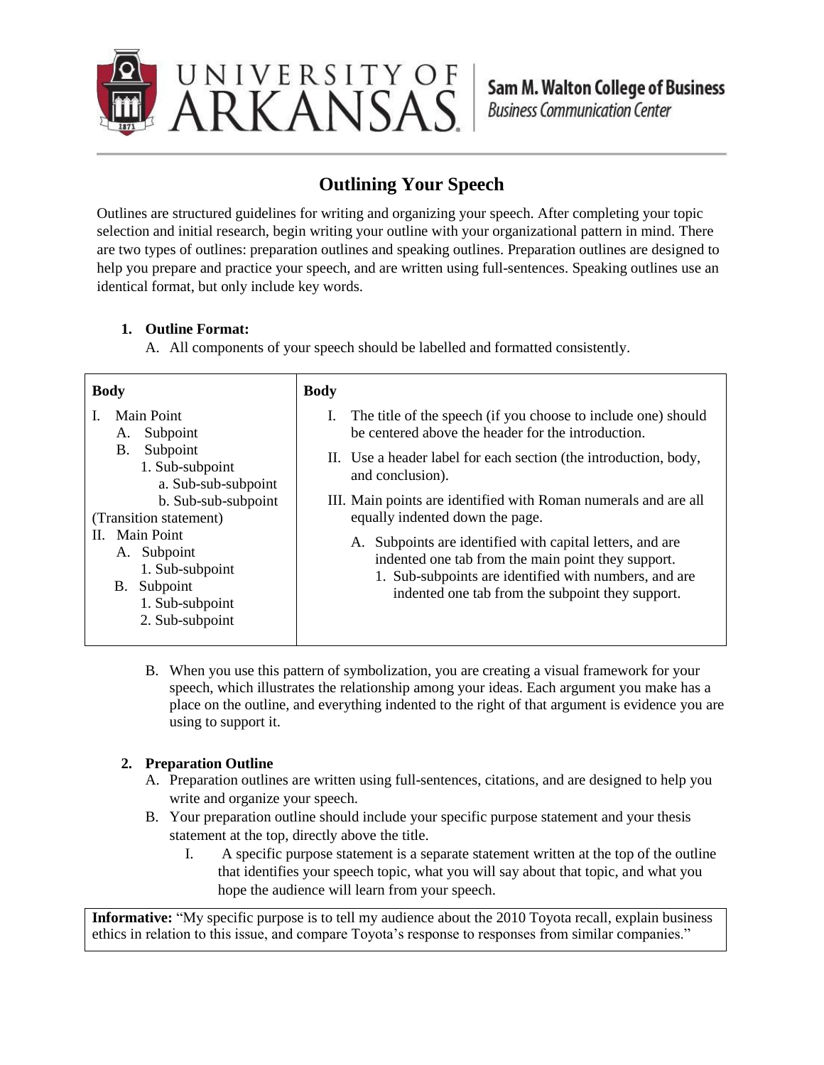# Outlining Your Speech

Outlines are structured guidelines for writing and organizing your speech. After completing your topic selection and initial research, begin writing your outline with your organizational pattern in mind. There are two types of outlines: preparation outlines and speaking outlines. Preparation outlines are designed to help you prepare and practice your speech, and are written using full-sentences. Speaking outlines use an identical format, but only include key words.

**1. Outline Format:**

A. All components of your speech should be labelled and formatted consistently.

| **Body** | **Body** |
|---|---|
| I. Main Point<br>&nbsp;&nbsp;&nbsp;A. Subpoint<br>&nbsp;&nbsp;&nbsp;B. Subpoint<br>&nbsp;&nbsp;&nbsp;&nbsp;&nbsp;&nbsp;1. Sub-subpoint<br>&nbsp;&nbsp;&nbsp;&nbsp;&nbsp;&nbsp;&nbsp;&nbsp;&nbsp;a. Sub-sub-subpoint<br>&nbsp;&nbsp;&nbsp;&nbsp;&nbsp;&nbsp;&nbsp;&nbsp;&nbsp;b. Sub-sub-subpoint<br>(Transition statement)<br>II. Main Point<br>&nbsp;&nbsp;&nbsp;A. Subpoint<br>&nbsp;&nbsp;&nbsp;&nbsp;&nbsp;&nbsp;1. Sub-subpoint<br>&nbsp;&nbsp;&nbsp;B. Subpoint<br>&nbsp;&nbsp;&nbsp;&nbsp;&nbsp;&nbsp;1. Sub-subpoint<br>&nbsp;&nbsp;&nbsp;&nbsp;&nbsp;&nbsp;2. Sub-subpoint | I. The title of the speech (if you choose to include one) should be centered above the header for the introduction.<br>II. Use a header label for each section (the introduction, body, and conclusion).<br>III. Main points are identified with Roman numerals and are all equally indented down the page.<br>&nbsp;&nbsp;&nbsp;A. Subpoints are identified with capital letters, and are indented one tab from the main point they support.<br>&nbsp;&nbsp;&nbsp;&nbsp;&nbsp;&nbsp;1. Sub-subpoints are identified with numbers, and are indented one tab from the subpoint they support. |

B. When you use this pattern of symbolization, you are creating a visual framework for your speech, which illustrates the relationship among your ideas. Each argument you make has a place on the outline, and everything indented to the right of that argument is evidence you are using to support it.

**2. Preparation Outline**

A. Preparation outlines are written using full-sentences, citations, and are designed to help you write and organize your speech.

B. Your preparation outline should include your specific purpose statement and your thesis statement at the top, directly above the title.

   I. A specific purpose statement is a separate statement written at the top of the outline that identifies your speech topic, what you will say about that topic, and what you hope the audience will learn from your speech.

**Informative:** "My specific purpose is to tell my audience about the 2010 Toyota recall, explain business ethics in relation to this issue, and compare Toyota's response to responses from similar companies."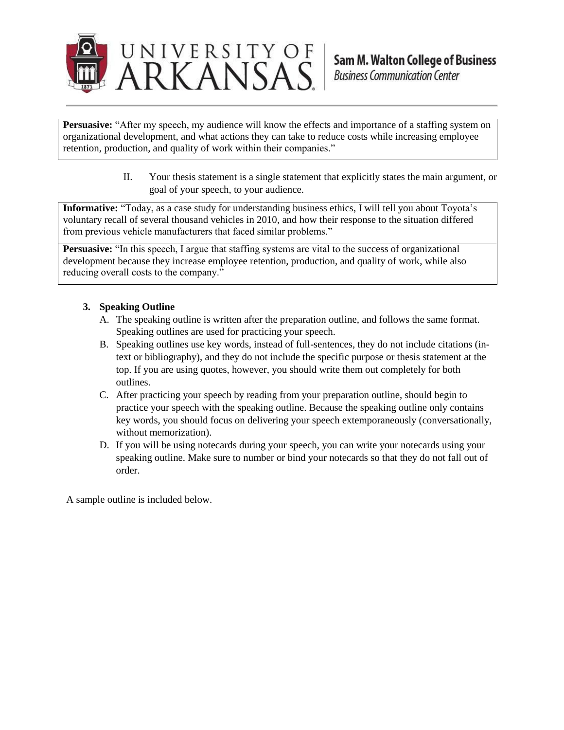**Persuasive:** "After my speech, my audience will know the effects and importance of a staffing system on organizational development, and what actions they can take to reduce costs while increasing employee retention, production, and quality of work within their companies."

II. Your thesis statement is a single statement that explicitly states the main argument, or goal of your speech, to your audience.

**Informative:** "Today, as a case study for understanding business ethics, I will tell you about Toyota's voluntary recall of several thousand vehicles in 2010, and how their response to the situation differed from previous vehicle manufacturers that faced similar problems."

**Persuasive:** "In this speech, I argue that staffing systems are vital to the success of organizational development because they increase employee retention, production, and quality of work, while also reducing overall costs to the company."

**3. Speaking Outline**

A. The speaking outline is written after the preparation outline, and follows the same format. Speaking outlines are used for practicing your speech.

B. Speaking outlines use key words, instead of full-sentences, they do not include citations (in-text or bibliography), and they do not include the specific purpose or thesis statement at the top. If you are using quotes, however, you should write them out completely for both outlines.

C. After practicing your speech by reading from your preparation outline, should begin to practice your speech with the speaking outline. Because the speaking outline only contains key words, you should focus on delivering your speech extemporaneously (conversationally, without memorization).

D. If you will be using notecards during your speech, you can write your notecards using your speaking outline. Make sure to number or bind your notecards so that they do not fall out of order.

A sample outline is included below.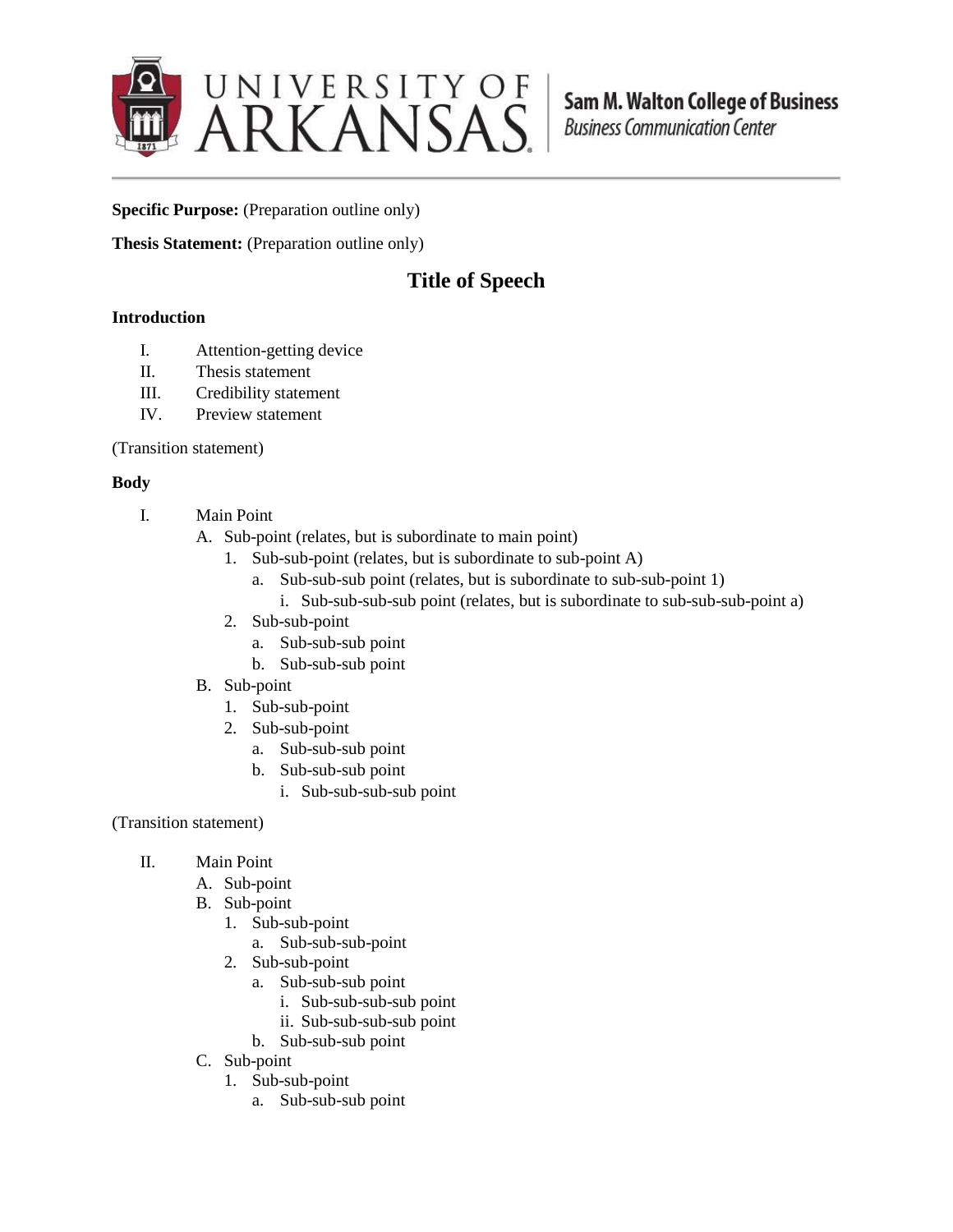**Specific Purpose:** (Preparation outline only)

**Thesis Statement:** (Preparation outline only)

# Title of Speech

**Introduction**

I. Attention-getting device
II. Thesis statement
III. Credibility statement
IV. Preview statement

(Transition statement)

**Body**

I. Main Point
    A. Sub-point (relates, but is subordinate to main point)
        1. Sub-sub-point (relates, but is subordinate to sub-point A)
            a. Sub-sub-sub point (relates, but is subordinate to sub-sub-point 1)
                i. Sub-sub-sub-sub point (relates, but is subordinate to sub-sub-sub-point a)
        2. Sub-sub-point
            a. Sub-sub-sub point
            b. Sub-sub-sub point
    B. Sub-point
        1. Sub-sub-point
        2. Sub-sub-point
            a. Sub-sub-sub point
            b. Sub-sub-sub point
                i. Sub-sub-sub-sub point

(Transition statement)

II. Main Point
    A. Sub-point
    B. Sub-point
        1. Sub-sub-point
            a. Sub-sub-sub-point
        2. Sub-sub-point
            a. Sub-sub-sub point
                i. Sub-sub-sub-sub point
                ii. Sub-sub-sub-sub point
            b. Sub-sub-sub point
    C. Sub-point
        1. Sub-sub-point
            a. Sub-sub-sub point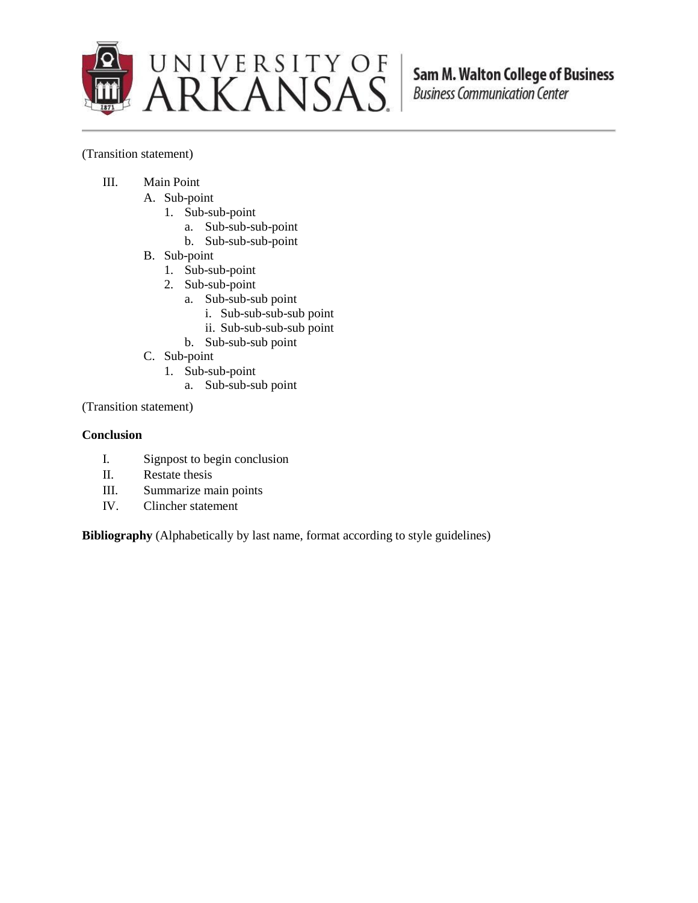(Transition statement)

III. Main Point
  A. Sub-point
    1. Sub-sub-point
      a. Sub-sub-sub-point
      b. Sub-sub-sub-point
  B. Sub-point
    1. Sub-sub-point
    2. Sub-sub-point
      a. Sub-sub-sub point
        i. Sub-sub-sub-sub point
        ii. Sub-sub-sub-sub point
      b. Sub-sub-sub point
  C. Sub-point
    1. Sub-sub-point
      a. Sub-sub-sub point

(Transition statement)

**Conclusion**

I. Signpost to begin conclusion
II. Restate thesis
III. Summarize main points
IV. Clincher statement

**Bibliography** (Alphabetically by last name, format according to style guidelines)